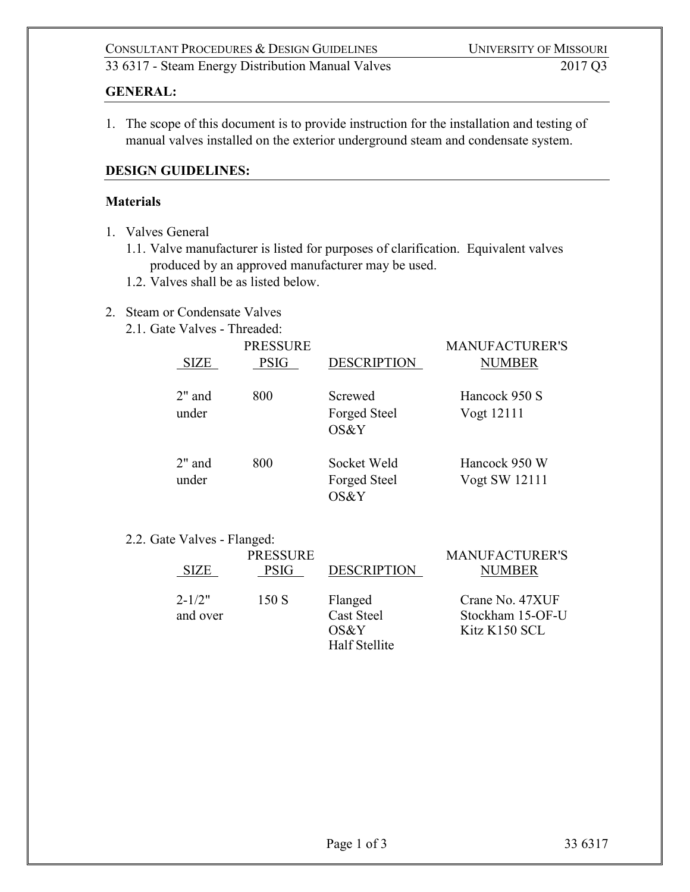## GENERAL:

1. The scope of this document is to provide instruction for the installation and testing of manual valves installed on the exterior underground steam and condensate system.

## DESIGN GUIDELINES:

### Materials

1. Valves General
   1.1. Valve manufacturer is listed for purposes of clarification. Equivalent valves produced by an approved manufacturer may be used.
   1.2. Valves shall be as listed below.

2. Steam or Condensate Valves
   2.1. Gate Valves - Threaded:

| SIZE | PRESSURE PSIG | DESCRIPTION | MANUFACTURER'S NUMBER |
|---|---|---|---|
| 2" and under | 800 | Screwed Forged Steel OS&Y | Hancock 950 S<br>Vogt 12111 |
| 2" and under | 800 | Socket Weld Forged Steel OS&Y | Hancock 950 W<br>Vogt SW 12111 |

   2.2. Gate Valves - Flanged:

| SIZE | PRESSURE PSIG | DESCRIPTION | MANUFACTURER'S NUMBER |
|---|---|---|---|
| 2-1/2" and over | 150 S | Flanged Cast Steel OS&Y Half Stellite | Crane No. 47XUF<br>Stockham 15-OF-U<br>Kitz K150 SCL |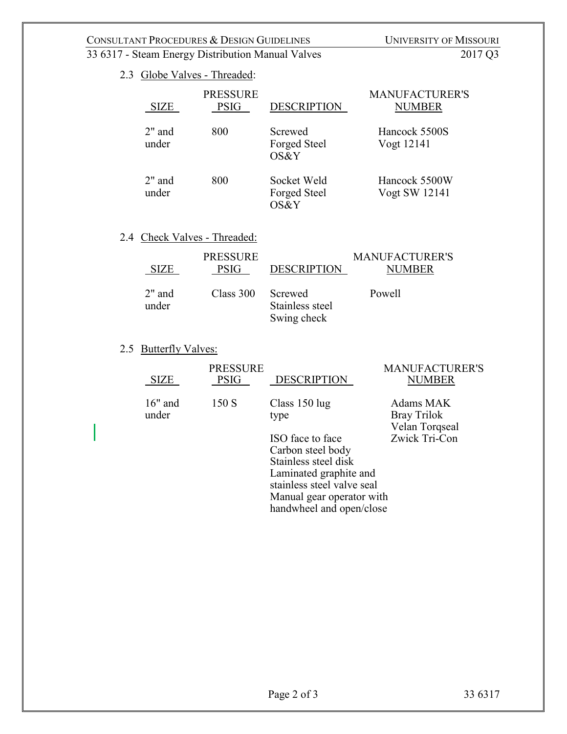2.3 Globe Valves - Threaded:

| SIZE | PRESSURE PSIG | DESCRIPTION | MANUFACTURER'S NUMBER |
|---|---|---|---|
| 2" and under | 800 | Screwed Forged Steel OS&Y | Hancock 5500S Vogt 12141 |
| 2" and under | 800 | Socket Weld Forged Steel OS&Y | Hancock 5500W Vogt SW 12141 |

2.4 Check Valves - Threaded:

| SIZE | PRESSURE PSIG | DESCRIPTION | MANUFACTURER'S NUMBER |
|---|---|---|---|
| 2" and under | Class 300 | Screwed Stainless steel Swing check | Powell |

2.5 Butterfly Valves:

| SIZE | PRESSURE PSIG | DESCRIPTION | MANUFACTURER'S NUMBER |
|---|---|---|---|
| 16" and under | 150 S | Class 150 lug type<br><br>ISO face to face<br>Carbon steel body<br>Stainless steel disk<br>Laminated graphite and stainless steel valve seal<br>Manual gear operator with handwheel and open/close | Adams MAK<br>Bray Trilok<br>Velan Torqseal<br>Zwick Tri-Con |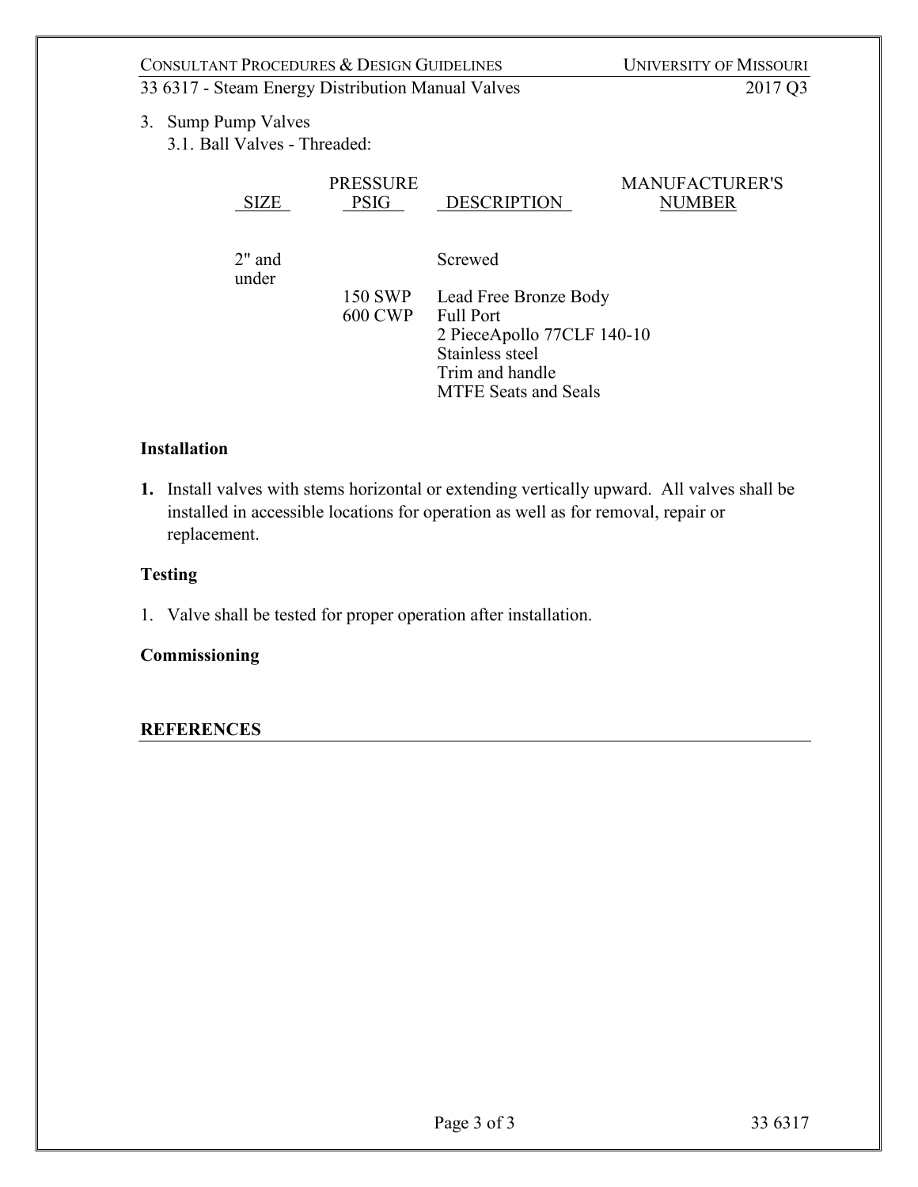3. Sump Pump Valves
   3.1. Ball Valves - Threaded:

| SIZE | PRESSURE PSIG | DESCRIPTION | MANUFACTURER'S NUMBER |
|---|---|---|---|
| 2" and under | | Screwed | |
| | 150 SWP<br>600 CWP | Lead Free Bronze Body<br>Full Port<br>2 PieceApollo 77CLF 140-10<br>Stainless steel<br>Trim and handle<br>MTFE Seats and Seals | |

**Installation**

**1.** Install valves with stems horizontal or extending vertically upward. All valves shall be installed in accessible locations for operation as well as for removal, repair or replacement.

**Testing**

1. Valve shall be tested for proper operation after installation.

**Commissioning**

**REFERENCES**